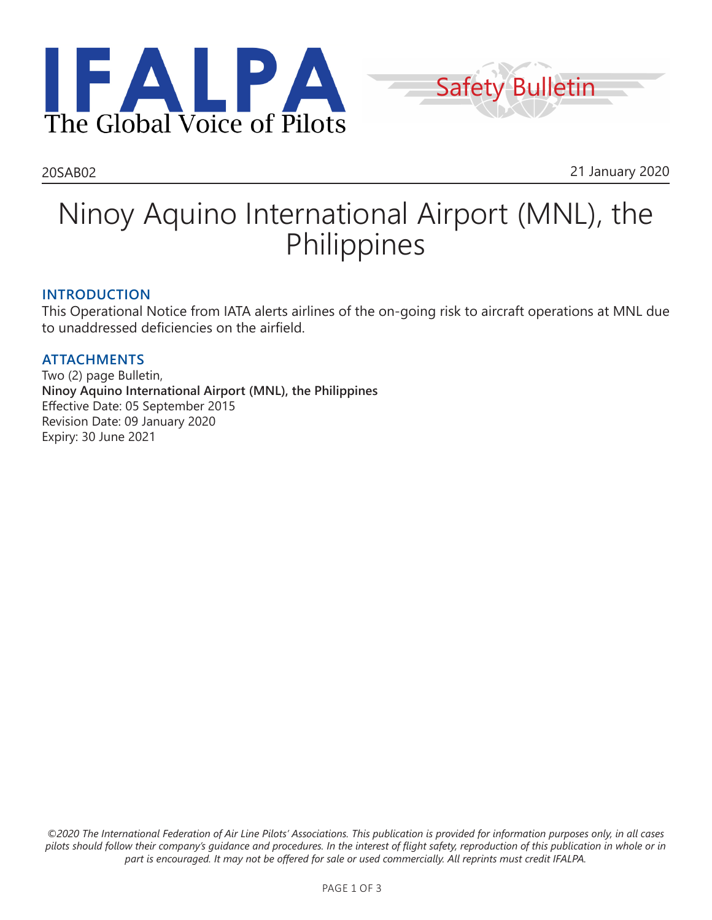IFALPA
The Global Voice of Pilots

Safety Bulletin

20SAB02

21 January 2020

# Ninoy Aquino International Airport (MNL), the Philippines

## INTRODUCTION

This Operational Notice from IATA alerts airlines of the on-going risk to aircraft operations at MNL due to unaddressed deficiencies on the airfield.

## ATTACHMENTS

Two (2) page Bulletin,
**Ninoy Aquino International Airport (MNL), the Philippines**
Effective Date: 05 September 2015
Revision Date: 09 January 2020
Expiry: 30 June 2021

*©2020 The International Federation of Air Line Pilots' Associations. This publication is provided for information purposes only, in all cases pilots should follow their company's guidance and procedures. In the interest of flight safety, reproduction of this publication in whole or in part is encouraged. It may not be offered for sale or used commercially. All reprints must credit IFALPA.*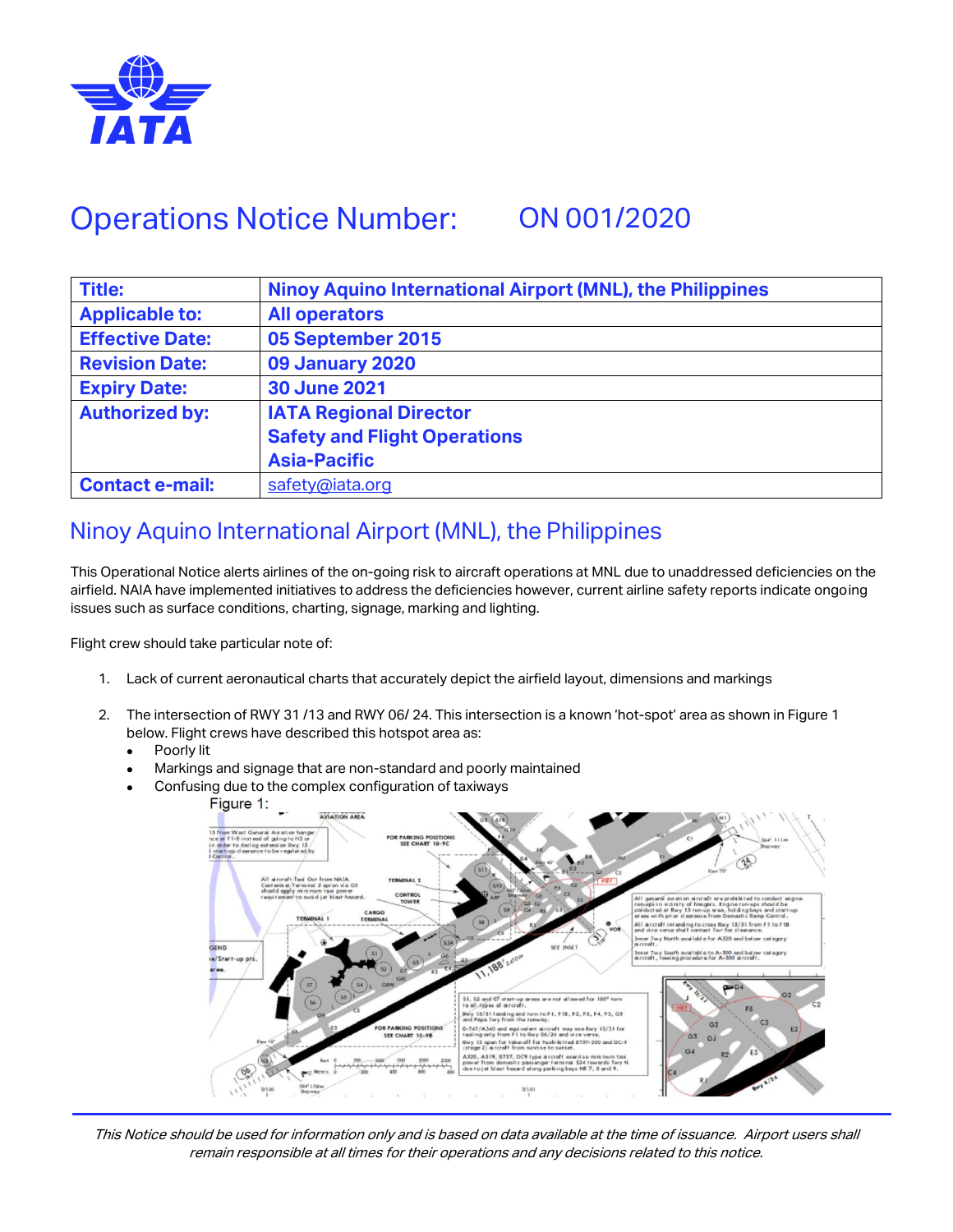# Operations Notice Number: ON 001/2020

| | |
|---|---|
| **Title:** | **Ninoy Aquino International Airport (MNL), the Philippines** |
| **Applicable to:** | **All operators** |
| **Effective Date:** | **05 September 2015** |
| **Revision Date:** | **09 January 2020** |
| **Expiry Date:** | **30 June 2021** |
| **Authorized by:** | **IATA Regional Director<br>Safety and Flight Operations<br>Asia-Pacific** |
| **Contact e-mail:** | safety@iata.org |

## Ninoy Aquino International Airport (MNL), the Philippines

This Operational Notice alerts airlines of the on-going risk to aircraft operations at MNL due to unaddressed deficiencies on the airfield. NAIA have implemented initiatives to address the deficiencies however, current airline safety reports indicate ongoing issues such as surface conditions, charting, signage, marking and lighting.

Flight crew should take particular note of:

1. Lack of current aeronautical charts that accurately depict the airfield layout, dimensions and markings

2. The intersection of RWY 31 /13 and RWY 06/ 24. This intersection is a known 'hot-spot' area as shown in Figure 1 below. Flight crews have described this hotspot area as:
   - Poorly lit
   - Markings and signage that are non-standard and poorly maintained
   - Confusing due to the complex configuration of taxiways

Figure 1:

*This Notice should be used for information only and is based on data available at the time of issuance. Airport users shall remain responsible at all times for their operations and any decisions related to this notice.*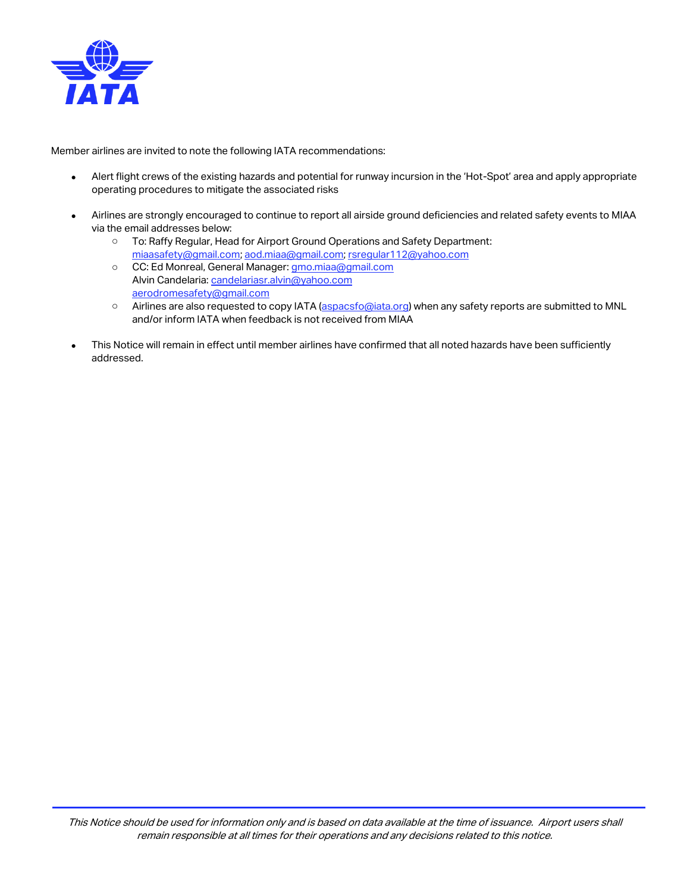Member airlines are invited to note the following IATA recommendations:

- Alert flight crews of the existing hazards and potential for runway incursion in the 'Hot-Spot' area and apply appropriate operating procedures to mitigate the associated risks

- Airlines are strongly encouraged to continue to report all airside ground deficiencies and related safety events to MIAA via the email addresses below:
  - To: Raffy Regular, Head for Airport Ground Operations and Safety Department: miaasafety@gmail.com; aod.miaa@gmail.com; rsregular112@yahoo.com
  - CC: Ed Monreal, General Manager: gmo.miaa@gmail.com
    Alvin Candelaria: candelariasr.alvin@yahoo.com
    aerodromesafety@gmail.com
  - Airlines are also requested to copy IATA (aspacsfo@iata.org) when any safety reports are submitted to MNL and/or inform IATA when feedback is not received from MIAA

- This Notice will remain in effect until member airlines have confirmed that all noted hazards have been sufficiently addressed.

*This Notice should be used for information only and is based on data available at the time of issuance. Airport users shall remain responsible at all times for their operations and any decisions related to this notice.*